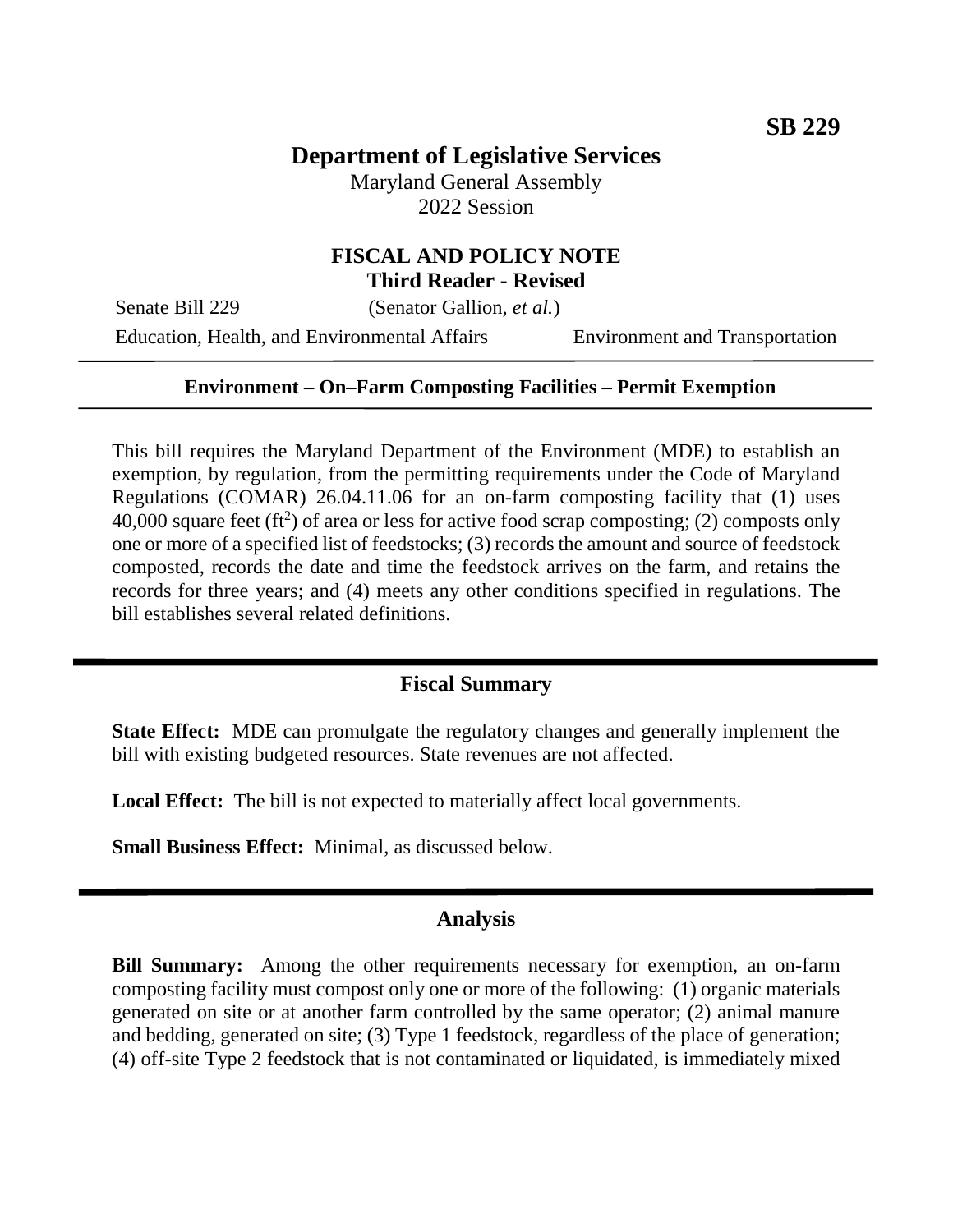**SB 229**

# Department of Legislative Services

Maryland General Assembly
2022 Session

## FISCAL AND POLICY NOTE
**Third Reader - Revised**

Senate Bill 229 (Senator Gallion, *et al.*)

Education, Health, and Environmental Affairs Environment and Transportation

---

**Environment – On–Farm Composting Facilities – Permit Exemption**

---

This bill requires the Maryland Department of the Environment (MDE) to establish an exemption, by regulation, from the permitting requirements under the Code of Maryland Regulations (COMAR) 26.04.11.06 for an on-farm composting facility that (1) uses 40,000 square feet ($ft^2$) of area or less for active food scrap composting; (2) composts only one or more of a specified list of feedstocks; (3) records the amount and source of feedstock composted, records the date and time the feedstock arrives on the farm, and retains the records for three years; and (4) meets any other conditions specified in regulations. The bill establishes several related definitions.

## Fiscal Summary

**State Effect:** MDE can promulgate the regulatory changes and generally implement the bill with existing budgeted resources. State revenues are not affected.

**Local Effect:** The bill is not expected to materially affect local governments.

**Small Business Effect:** Minimal, as discussed below.

## Analysis

**Bill Summary:** Among the other requirements necessary for exemption, an on-farm composting facility must compost only one or more of the following: (1) organic materials generated on site or at another farm controlled by the same operator; (2) animal manure and bedding, generated on site; (3) Type 1 feedstock, regardless of the place of generation; (4) off-site Type 2 feedstock that is not contaminated or liquidated, is immediately mixed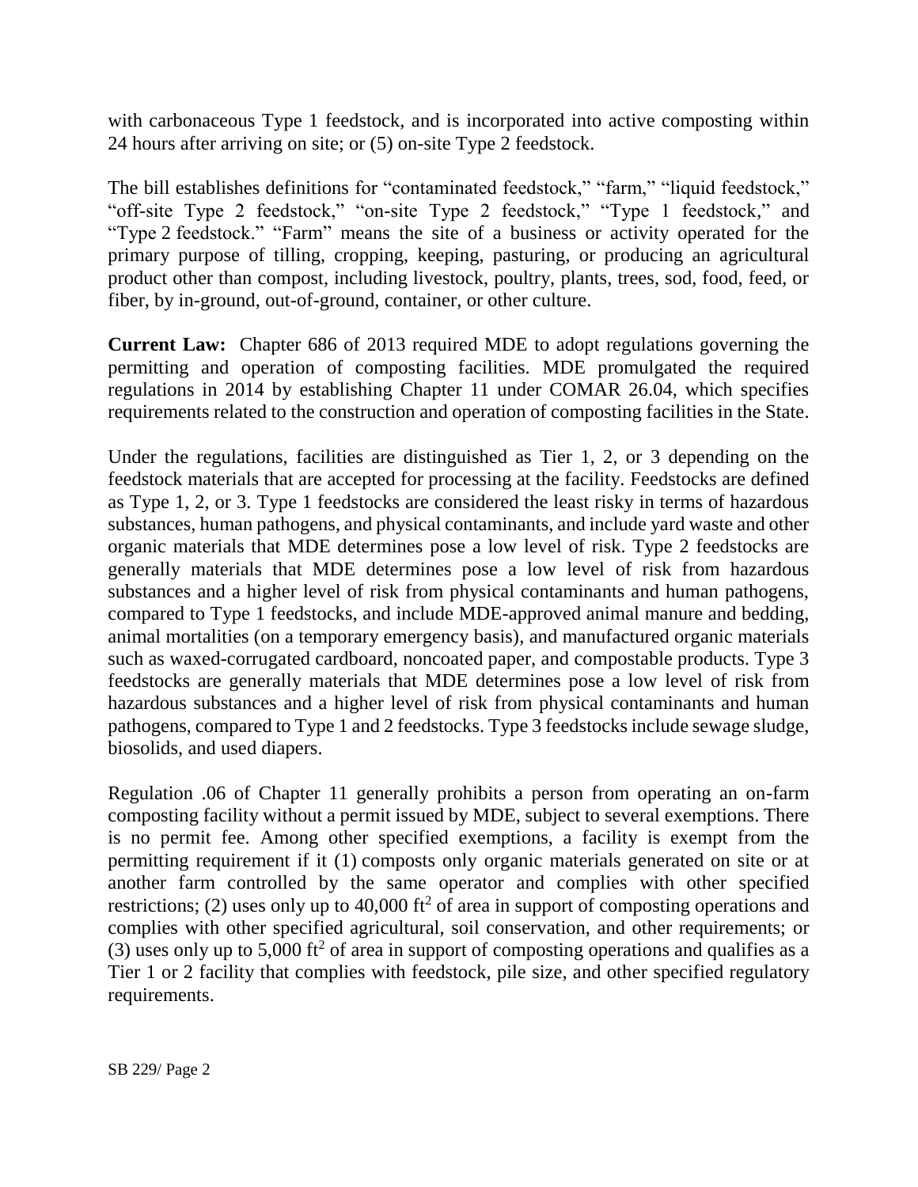with carbonaceous Type 1 feedstock, and is incorporated into active composting within 24 hours after arriving on site; or (5) on-site Type 2 feedstock.

The bill establishes definitions for "contaminated feedstock," "farm," "liquid feedstock," "off-site Type 2 feedstock," "on-site Type 2 feedstock," "Type 1 feedstock," and "Type 2 feedstock." "Farm" means the site of a business or activity operated for the primary purpose of tilling, cropping, keeping, pasturing, or producing an agricultural product other than compost, including livestock, poultry, plants, trees, sod, food, feed, or fiber, by in-ground, out-of-ground, container, or other culture.

**Current Law:** Chapter 686 of 2013 required MDE to adopt regulations governing the permitting and operation of composting facilities. MDE promulgated the required regulations in 2014 by establishing Chapter 11 under COMAR 26.04, which specifies requirements related to the construction and operation of composting facilities in the State.

Under the regulations, facilities are distinguished as Tier 1, 2, or 3 depending on the feedstock materials that are accepted for processing at the facility. Feedstocks are defined as Type 1, 2, or 3. Type 1 feedstocks are considered the least risky in terms of hazardous substances, human pathogens, and physical contaminants, and include yard waste and other organic materials that MDE determines pose a low level of risk. Type 2 feedstocks are generally materials that MDE determines pose a low level of risk from hazardous substances and a higher level of risk from physical contaminants and human pathogens, compared to Type 1 feedstocks, and include MDE-approved animal manure and bedding, animal mortalities (on a temporary emergency basis), and manufactured organic materials such as waxed-corrugated cardboard, noncoated paper, and compostable products. Type 3 feedstocks are generally materials that MDE determines pose a low level of risk from hazardous substances and a higher level of risk from physical contaminants and human pathogens, compared to Type 1 and 2 feedstocks. Type 3 feedstocks include sewage sludge, biosolids, and used diapers.

Regulation .06 of Chapter 11 generally prohibits a person from operating an on-farm composting facility without a permit issued by MDE, subject to several exemptions. There is no permit fee. Among other specified exemptions, a facility is exempt from the permitting requirement if it (1) composts only organic materials generated on site or at another farm controlled by the same operator and complies with other specified restrictions; (2) uses only up to 40,000 $ft^2$ of area in support of composting operations and complies with other specified agricultural, soil conservation, and other requirements; or (3) uses only up to 5,000 $ft^2$ of area in support of composting operations and qualifies as a Tier 1 or 2 facility that complies with feedstock, pile size, and other specified regulatory requirements.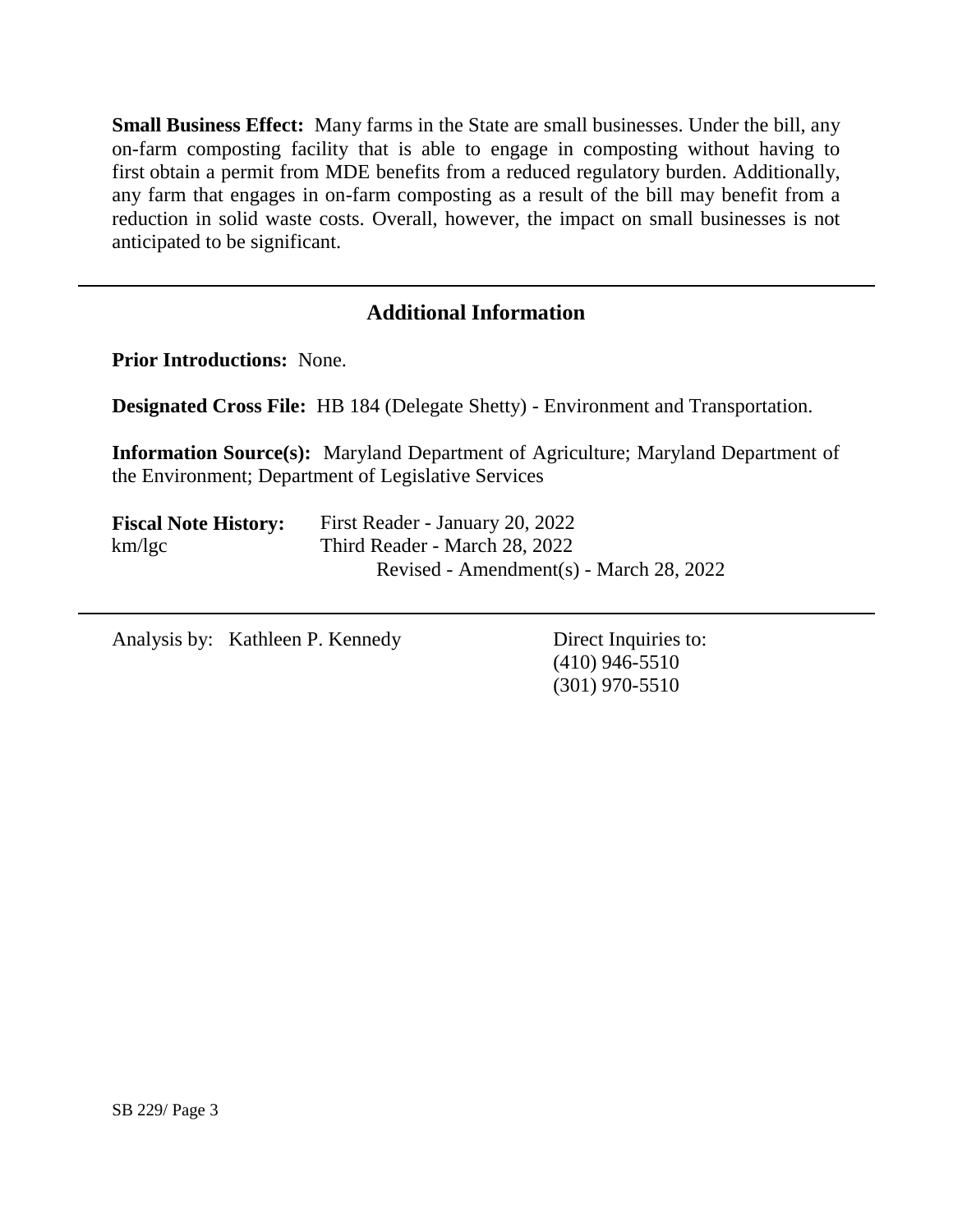**Small Business Effect:** Many farms in the State are small businesses. Under the bill, any on-farm composting facility that is able to engage in composting without having to first obtain a permit from MDE benefits from a reduced regulatory burden. Additionally, any farm that engages in on-farm composting as a result of the bill may benefit from a reduction in solid waste costs. Overall, however, the impact on small businesses is not anticipated to be significant.

---

## Additional Information

**Prior Introductions:** None.

**Designated Cross File:** HB 184 (Delegate Shetty) - Environment and Transportation.

**Information Source(s):** Maryland Department of Agriculture; Maryland Department of the Environment; Department of Legislative Services

**Fiscal Note History:** First Reader - January 20, 2022
km/lgc Third Reader - March 28, 2022
Revised - Amendment(s) - March 28, 2022

---

Analysis by: Kathleen P. Kennedy

Direct Inquiries to:
(410) 946-5510
(301) 970-5510